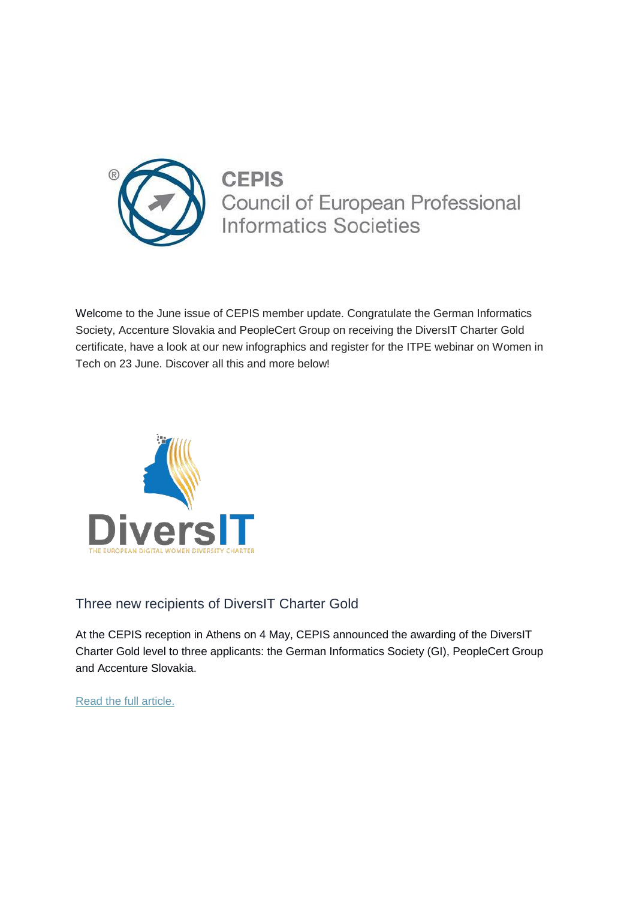**CEPIS**
Council of European Professional Informatics Societies

Welcome to the June issue of CEPIS member update. Congratulate the German Informatics Society, Accenture Slovakia and PeopleCert Group on receiving the DiversIT Charter Gold certificate, have a look at our new infographics and register for the ITPE webinar on Women in Tech on 23 June. Discover all this and more below!

DiversIT
THE EUROPEAN DIGITAL WOMEN DIVERSITY CHARTER

## Three new recipients of DiversIT Charter Gold

At the CEPIS reception in Athens on 4 May, CEPIS announced the awarding of the DiversIT Charter Gold level to three applicants: the German Informatics Society (GI), PeopleCert Group and Accenture Slovakia.

Read the full article.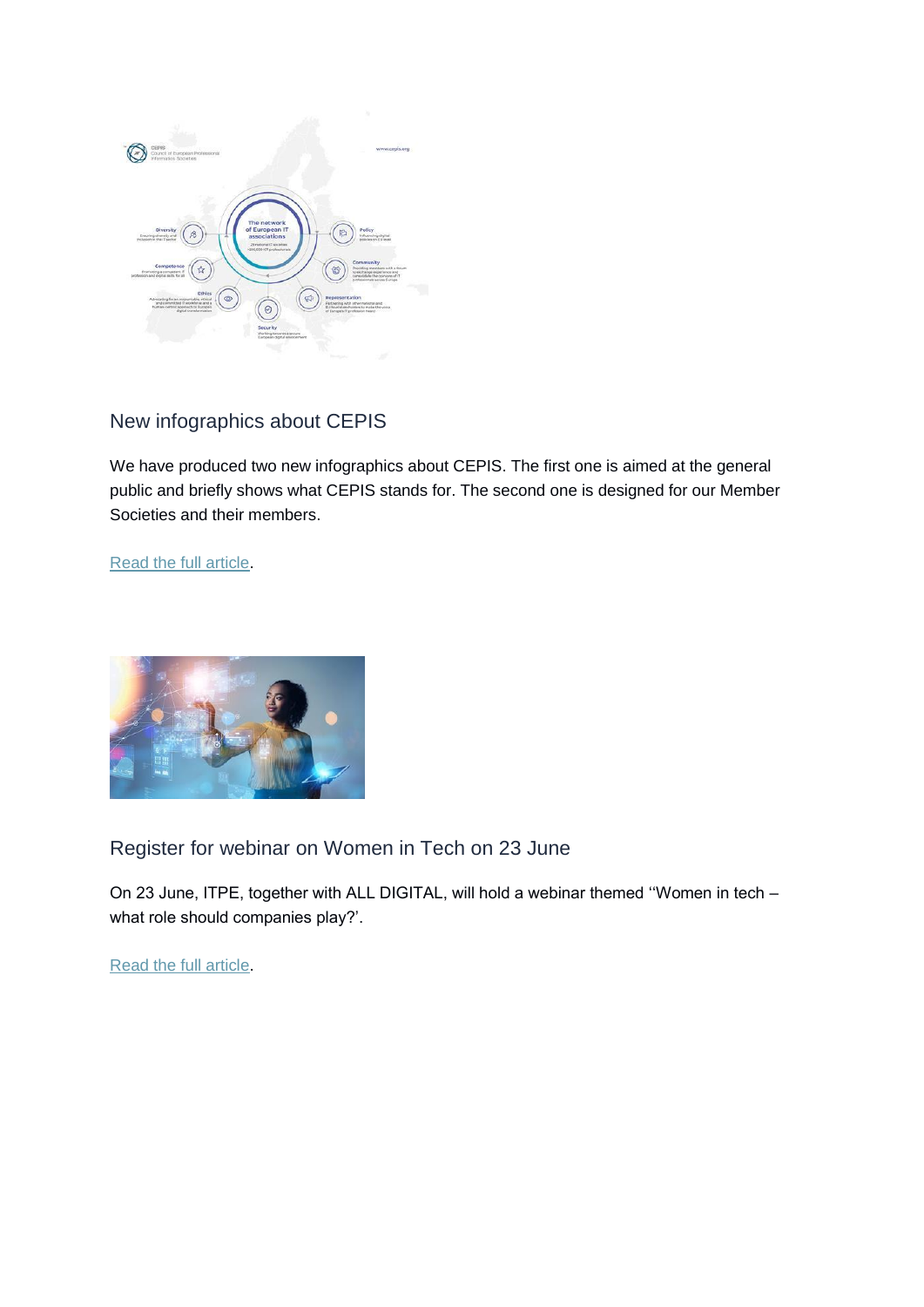## New infographics about CEPIS

We have produced two new infographics about CEPIS. The first one is aimed at the general public and briefly shows what CEPIS stands for. The second one is designed for our Member Societies and their members.

[Read the full article](#).

## Register for webinar on Women in Tech on 23 June

On 23 June, ITPE, together with ALL DIGITAL, will hold a webinar themed ''Women in tech – what role should companies play?'.

[Read the full article](#).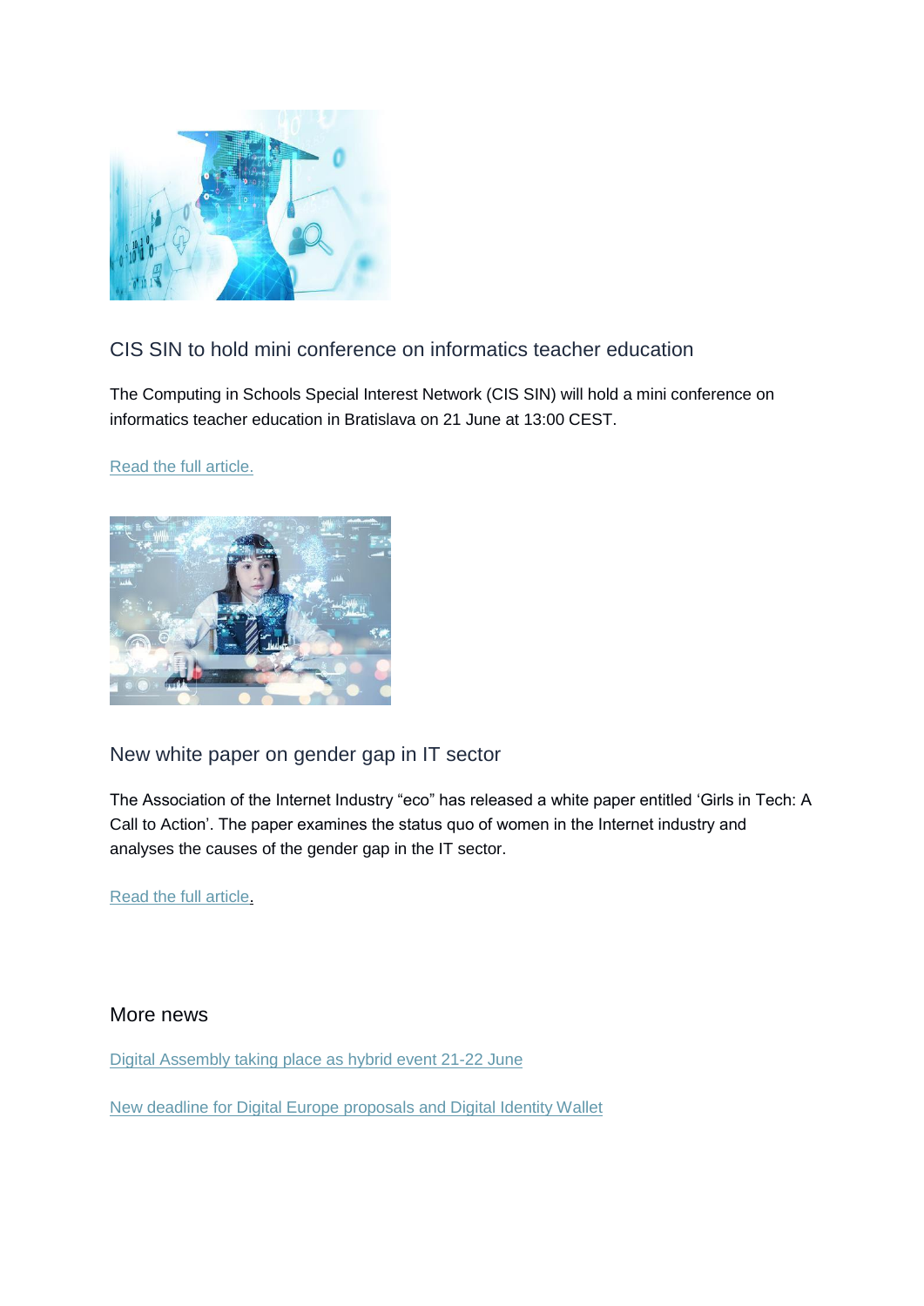## CIS SIN to hold mini conference on informatics teacher education

The Computing in Schools Special Interest Network (CIS SIN) will hold a mini conference on informatics teacher education in Bratislava on 21 June at 13:00 CEST.

Read the full article.

## New white paper on gender gap in IT sector

The Association of the Internet Industry “eco” has released a white paper entitled ‘Girls in Tech: A Call to Action’. The paper examines the status quo of women in the Internet industry and analyses the causes of the gender gap in the IT sector.

Read the full article.

## More news

Digital Assembly taking place as hybrid event 21-22 June

New deadline for Digital Europe proposals and Digital Identity Wallet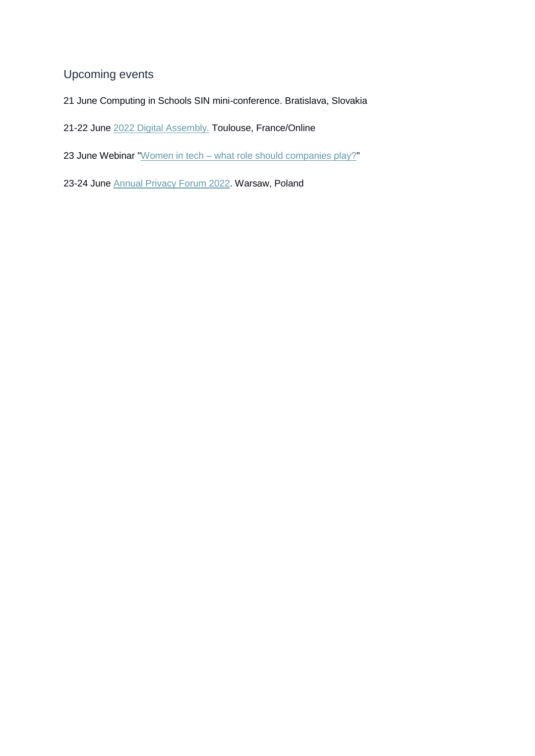## Upcoming events

21 June Computing in Schools SIN mini-conference. Bratislava, Slovakia

21-22 June 2022 Digital Assembly. Toulouse, France/Online

23 June Webinar "Women in tech – what role should companies play?"

23-24 June Annual Privacy Forum 2022. Warsaw, Poland